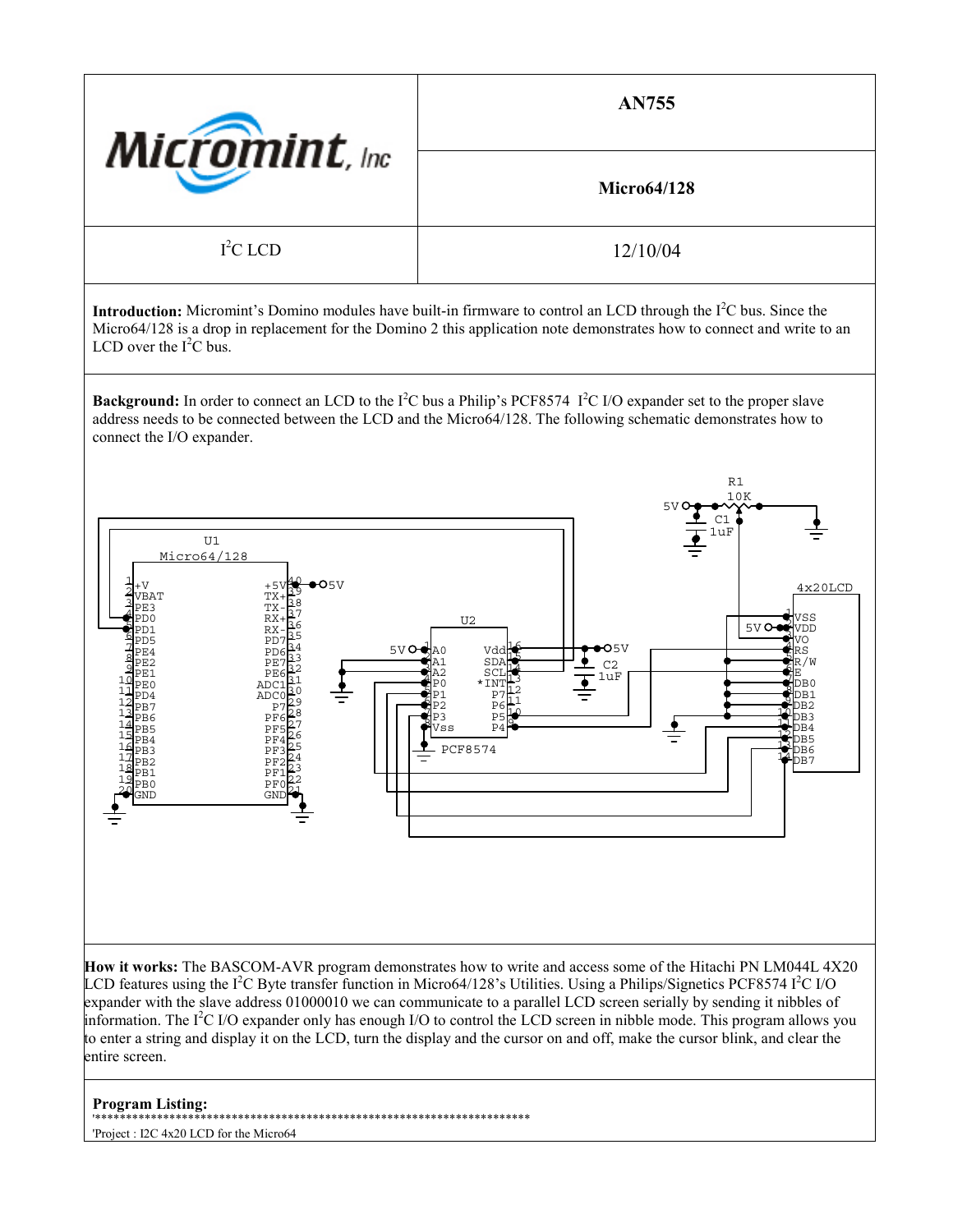| | AN755 |
| --- | --- |
| Micromint, Inc | Micro64/128 |
| $I^2C$ LCD | 12/10/04 |

**Introduction:** Micromint's Domino modules have built-in firmware to control an LCD through the $I^2C$ bus. Since the Micro64/128 is a drop in replacement for the Domino 2 this application note demonstrates how to connect and write to an LCD over the $I^2C$ bus.

**Background:** In order to connect an LCD to the $I^2C$ bus a Philip's PCF8574 $I^2C$ I/O expander set to the proper slave address needs to be connected between the LCD and the Micro64/128. The following schematic demonstrates how to connect the I/O expander.

**How it works:** The BASCOM-AVR program demonstrates how to write and access some of the Hitachi PN LM044L 4X20 LCD features using the $I^2C$ Byte transfer function in Micro64/128's Utilities. Using a Philips/Signetics PCF8574 $I^2C$ I/O expander with the slave address 01000010 we can communicate to a parallel LCD screen serially by sending it nibbles of information. The $I^2C$ I/O expander only has enough I/O to control the LCD screen in nibble mode. This program allows you to enter a string and display it on the LCD, turn the display and the cursor on and off, make the cursor blink, and clear the entire screen.

**Program Listing:**

```
'*************************************************************************
'Project : I2C 4x20 LCD for the Micro64
```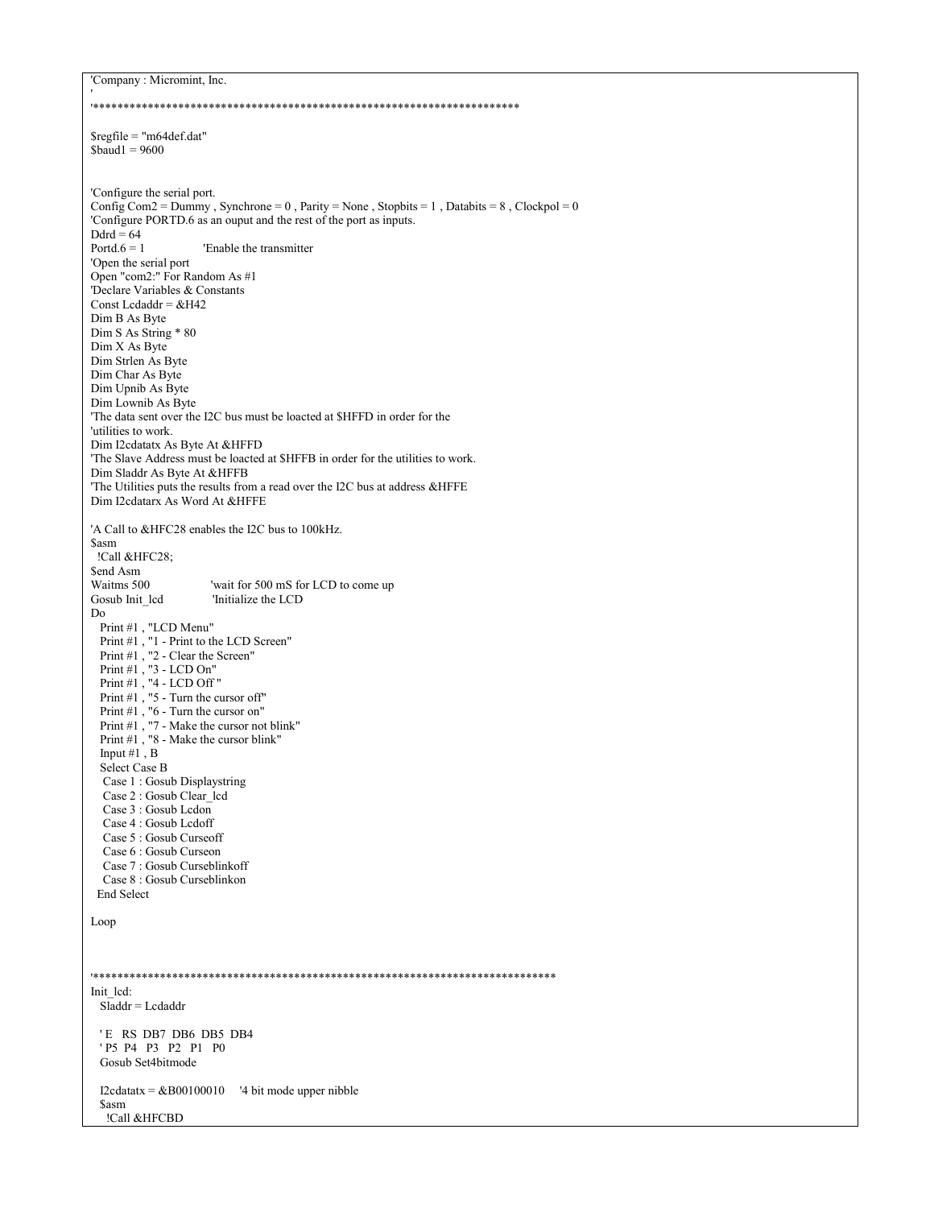```
'Company : Micromint, Inc.
'
'************************************************************************

$regfile = "m64def.dat"
$baud1 = 9600


'Configure the serial port.
Config Com2 = Dummy , Synchrone = 0 , Parity = None , Stopbits = 1 , Databits = 8 , Clockpol = 0
'Configure PORTD.6 as an ouput and the rest of the port as inputs.
Ddrd = 64
Portd.6 = 1                 'Enable the transmitter
'Open the serial port
Open "com2:" For Random As #1
'Declare Variables & Constants
Const Lcdaddr = &H42
Dim B As Byte
Dim S As String * 80
Dim X As Byte
Dim Strlen As Byte
Dim Char As Byte
Dim Upnib As Byte
Dim Lownib As Byte
'The data sent over the I2C bus must be loacted at $HFFD in order for the
'utilities to work.
Dim I2cdatatx As Byte At &HFFD
'The Slave Address must be loacted at $HFFB in order for the utilities to work.
Dim Sladdr As Byte At &HFFB
'The Utilities puts the results from a read over the I2C bus at address &HFFE
Dim I2cdatarx As Word At &HFFE

'A Call to &HFC28 enables the I2C bus to 100kHz.
$asm
  !Call &HFC28;
$end Asm
Waitms 500                'wait for 500 mS for LCD to come up
Gosub Init_lcd             'Initialize the LCD
Do
   Print #1 , "LCD Menu"
   Print #1 , "1 - Print to the LCD Screen"
   Print #1 , "2 - Clear the Screen"
   Print #1 , "3 - LCD On"
   Print #1 , "4 - LCD Off "
   Print #1 , "5 - Turn the cursor off"
   Print #1 , "6 - Turn the cursor on"
   Print #1 , "7 - Make the cursor not blink"
   Print #1 , "8 - Make the cursor blink"
   Input #1 , B
   Select Case B
    Case 1 : Gosub Displaystring
    Case 2 : Gosub Clear_lcd
    Case 3 : Gosub Lcdon
    Case 4 : Gosub Lcdoff
    Case 5 : Gosub Curseoff
    Case 6 : Gosub Curseon
    Case 7 : Gosub Curseblinkoff
    Case 8 : Gosub Curseblinkon
  End Select

Loop



'******************************************************************************
Init_lcd:
   Sladdr = Lcdaddr

   ' E   RS  DB7  DB6  DB5  DB4
   ' P5  P4   P3   P2   P1   P0
   Gosub Set4bitmode

   I2cdatatx = &B00100010     '4 bit mode upper nibble
   $asm
    !Call &HFCBD
```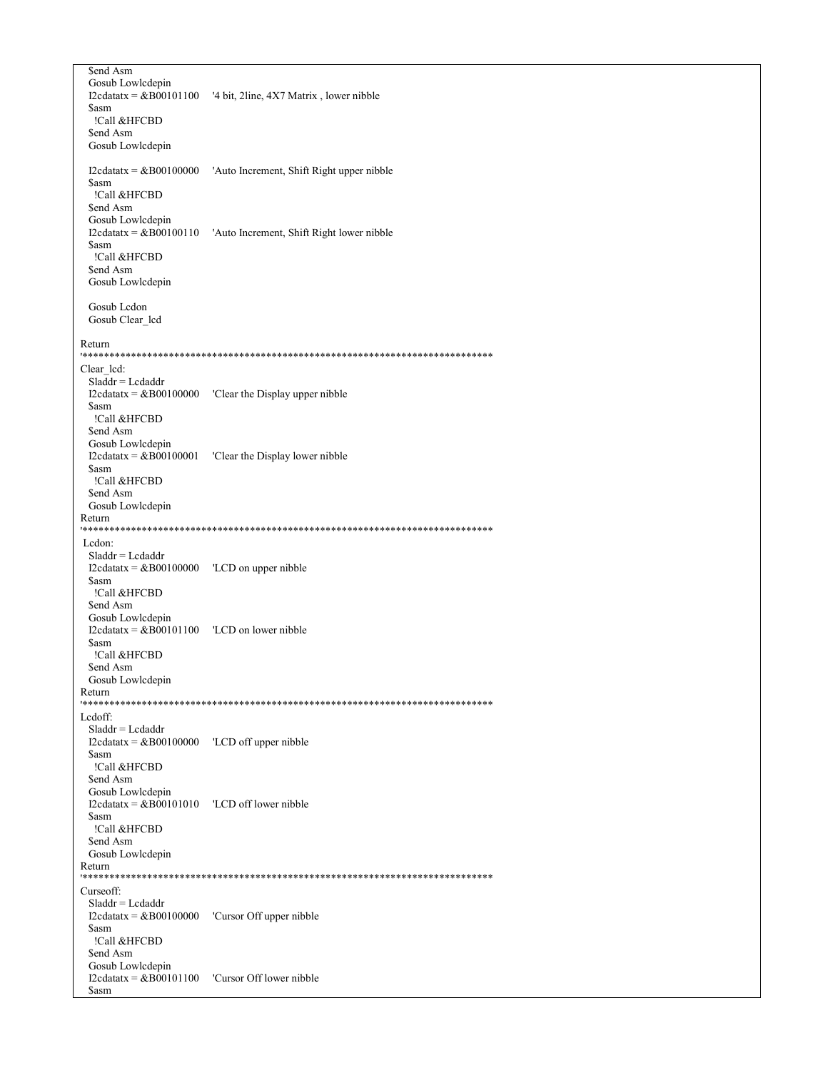```
  $end Asm
  Gosub Lowlcdepin
  I2cdatatx = &B00101100    '4 bit, 2line, 4X7 Matrix , lower nibble
  $asm
    !Call &HFCBD
  $end Asm
  Gosub Lowlcdepin

  I2cdatatx = &B00100000    'Auto Increment, Shift Right upper nibble
  $asm
    !Call &HFCBD
  $end Asm
  Gosub Lowlcdepin
  I2cdatatx = &B00100110    'Auto Increment, Shift Right lower nibble
  $asm
    !Call &HFCBD
  $end Asm
  Gosub Lowlcdepin

  Gosub Lcdon
  Gosub Clear_lcd

Return
'******************************************************************************
Clear_lcd:
  Sladdr = Lcdaddr
  I2cdatatx = &B00100000    'Clear the Display upper nibble
  $asm
    !Call &HFCBD
  $end Asm
  Gosub Lowlcdepin
  I2cdatatx = &B00100001    'Clear the Display lower nibble
  $asm
    !Call &HFCBD
  $end Asm
  Gosub Lowlcdepin
Return
'******************************************************************************
 Lcdon:
  Sladdr = Lcdaddr
  I2cdatatx = &B00100000    'LCD on upper nibble
  $asm
    !Call &HFCBD
  $end Asm
  Gosub Lowlcdepin
  I2cdatatx = &B00101100    'LCD on lower nibble
  $asm
    !Call &HFCBD
  $end Asm
  Gosub Lowlcdepin
Return
'******************************************************************************
Lcdoff:
  Sladdr = Lcdaddr
  I2cdatatx = &B00100000    'LCD off upper nibble
  $asm
    !Call &HFCBD
  $end Asm
  Gosub Lowlcdepin
  I2cdatatx = &B00101010    'LCD off lower nibble
  $asm
    !Call &HFCBD
  $end Asm
  Gosub Lowlcdepin
Return
'******************************************************************************
Curseoff:
  Sladdr = Lcdaddr
  I2cdatatx = &B00100000    'Cursor Off upper nibble
  $asm
    !Call &HFCBD
  $end Asm
  Gosub Lowlcdepin
  I2cdatatx = &B00101100    'Cursor Off lower nibble
  $asm
```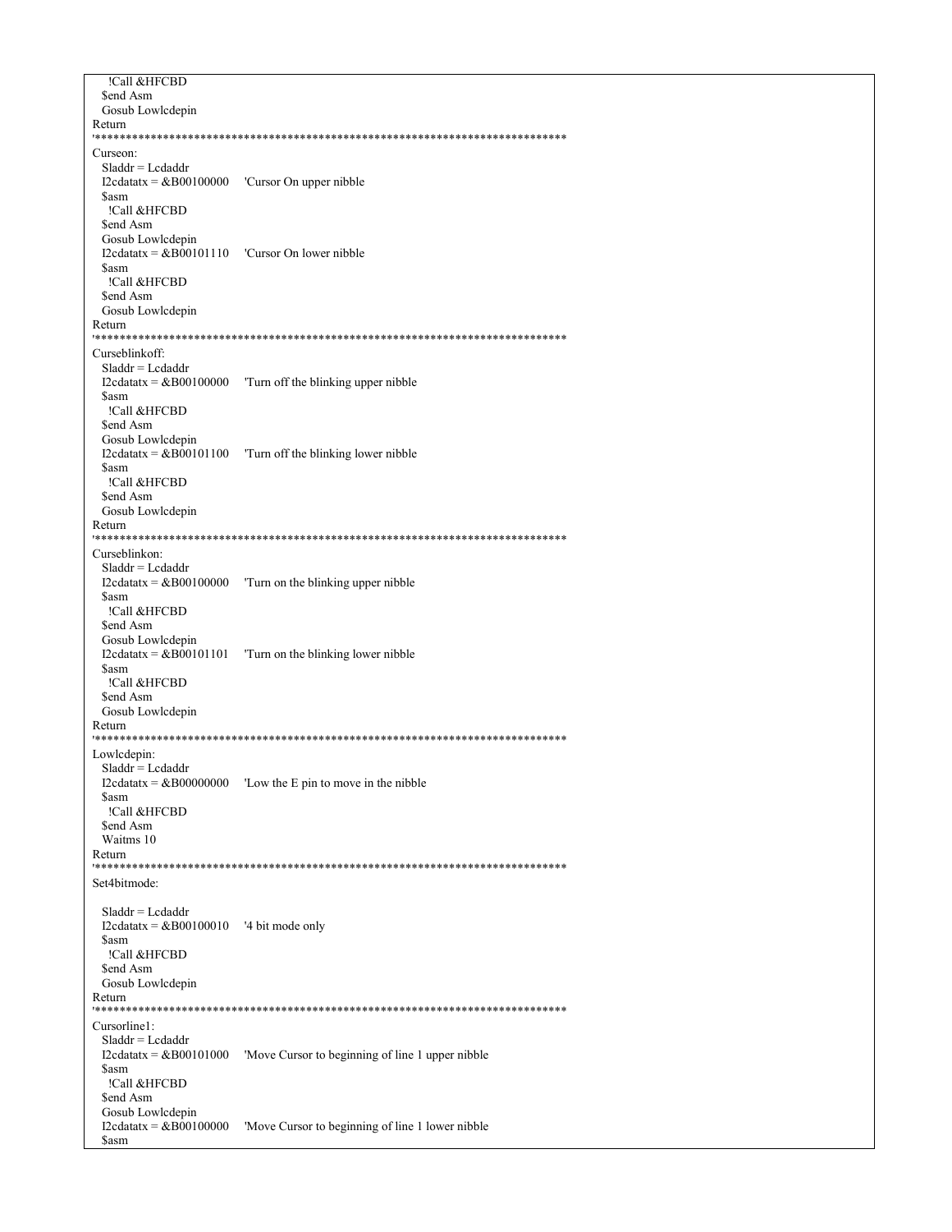```
   !Call &HFCBD
  $end Asm
  Gosub Lowlcdepin
Return
'*****************************************************************************
Curseon:
  Sladdr = Lcdaddr
  I2cdatatx = &B00100000    'Cursor On upper nibble
  $asm
   !Call &HFCBD
  $end Asm
  Gosub Lowlcdepin
  I2cdatatx = &B00101110    'Cursor On lower nibble
  $asm
   !Call &HFCBD
  $end Asm
  Gosub Lowlcdepin
Return
'*****************************************************************************
Curseblinkoff:
  Sladdr = Lcdaddr
  I2cdatatx = &B00100000    'Turn off the blinking upper nibble
  $asm
   !Call &HFCBD
  $end Asm
  Gosub Lowlcdepin
  I2cdatatx = &B00101100    'Turn off the blinking lower nibble
  $asm
   !Call &HFCBD
  $end Asm
  Gosub Lowlcdepin
Return
'*****************************************************************************
Curseblinkon:
  Sladdr = Lcdaddr
  I2cdatatx = &B00100000    'Turn on the blinking upper nibble
  $asm
   !Call &HFCBD
  $end Asm
  Gosub Lowlcdepin
  I2cdatatx = &B00101101    'Turn on the blinking lower nibble
  $asm
   !Call &HFCBD
  $end Asm
  Gosub Lowlcdepin
Return
'*****************************************************************************
Lowlcdepin:
  Sladdr = Lcdaddr
  I2cdatatx = &B00000000    'Low the E pin to move in the nibble
  $asm
   !Call &HFCBD
  $end Asm
  Waitms 10
Return
'*****************************************************************************
Set4bitmode:

  Sladdr = Lcdaddr
  I2cdatatx = &B00100010    '4 bit mode only
  $asm
   !Call &HFCBD
  $end Asm
  Gosub Lowlcdepin
Return
'*****************************************************************************
Cursorline1:
  Sladdr = Lcdaddr
  I2cdatatx = &B00101000    'Move Cursor to beginning of line 1 upper nibble
  $asm
   !Call &HFCBD
  $end Asm
  Gosub Lowlcdepin
  I2cdatatx = &B00100000    'Move Cursor to beginning of line 1 lower nibble
  $asm
```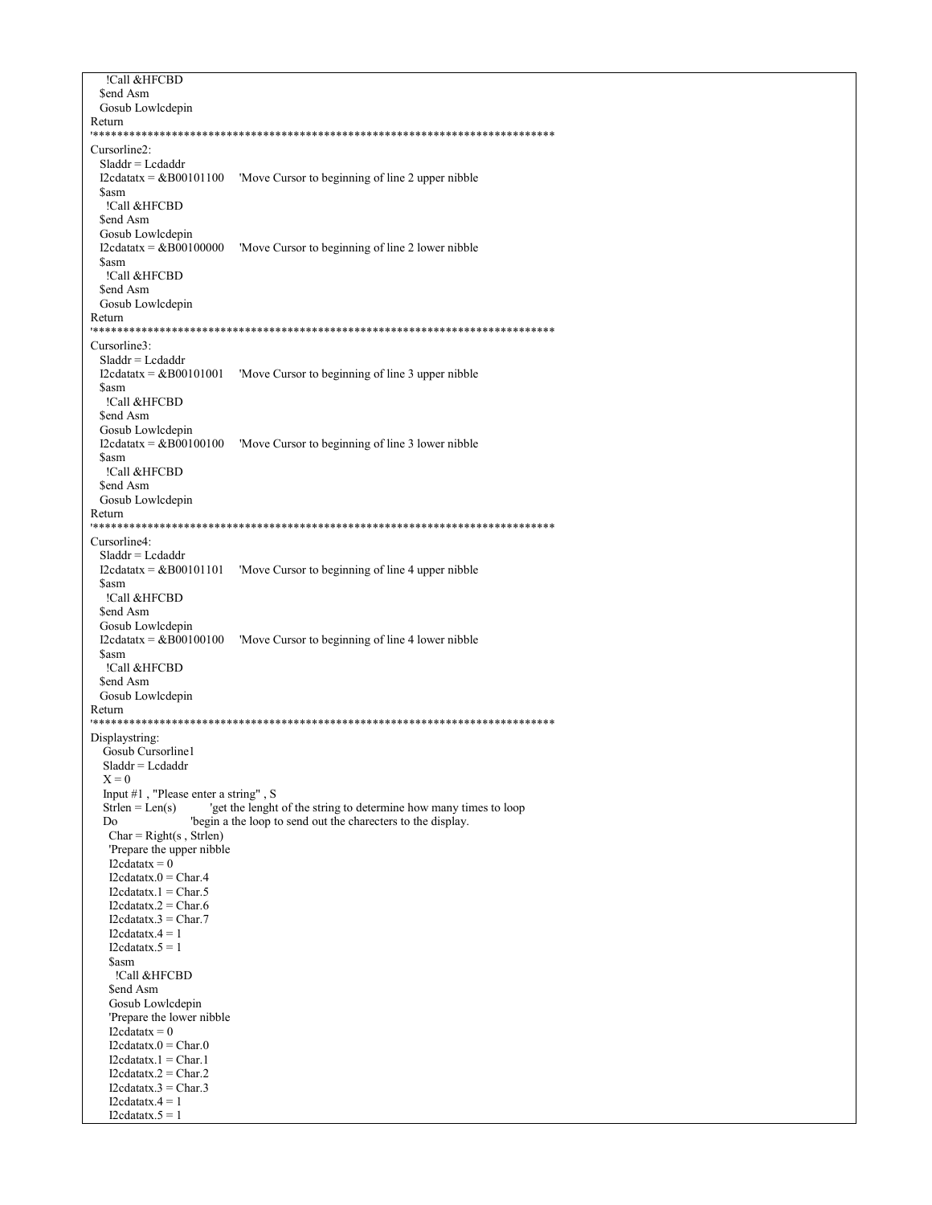```
    !Call &HFCBD
  $end Asm
  Gosub Lowlcdepin
Return
'*******************************************************************************
Cursorline2:
  Sladdr = Lcdaddr
  I2cdatatx = &B00101100    'Move Cursor to beginning of line 2 upper nibble
  $asm
    !Call &HFCBD
  $end Asm
  Gosub Lowlcdepin
  I2cdatatx = &B00100000    'Move Cursor to beginning of line 2 lower nibble
  $asm
    !Call &HFCBD
  $end Asm
  Gosub Lowlcdepin
Return
'*******************************************************************************
Cursorline3:
  Sladdr = Lcdaddr
  I2cdatatx = &B00101001    'Move Cursor to beginning of line 3 upper nibble
  $asm
    !Call &HFCBD
  $end Asm
  Gosub Lowlcdepin
  I2cdatatx = &B00100100    'Move Cursor to beginning of line 3 lower nibble
  $asm
    !Call &HFCBD
  $end Asm
  Gosub Lowlcdepin
Return
'*******************************************************************************
Cursorline4:
  Sladdr = Lcdaddr
  I2cdatatx = &B00101101    'Move Cursor to beginning of line 4 upper nibble
  $asm
    !Call &HFCBD
  $end Asm
  Gosub Lowlcdepin
  I2cdatatx = &B00100100    'Move Cursor to beginning of line 4 lower nibble
  $asm
    !Call &HFCBD
  $end Asm
  Gosub Lowlcdepin
Return
'*******************************************************************************
Displaystring:
   Gosub Cursorline1
   Sladdr = Lcdaddr
   X = 0
   Input #1 , "Please enter a string" , S
   Strlen = Len(s)          'get the lenght of the string to determine how many times to loop
   Do                       'begin a the loop to send out the charecters to the display.
     Char = Right(s , Strlen)
     'Prepare the upper nibble
     I2cdatatx = 0
     I2cdatatx.0 = Char.4
     I2cdatatx.1 = Char.5
     I2cdatatx.2 = Char.6
     I2cdatatx.3 = Char.7
     I2cdatatx.4 = 1
     I2cdatatx.5 = 1
     $asm
       !Call &HFCBD
     $end Asm
     Gosub Lowlcdepin
     'Prepare the lower nibble
     I2cdatatx = 0
     I2cdatatx.0 = Char.0
     I2cdatatx.1 = Char.1
     I2cdatatx.2 = Char.2
     I2cdatatx.3 = Char.3
     I2cdatatx.4 = 1
     I2cdatatx.5 = 1
```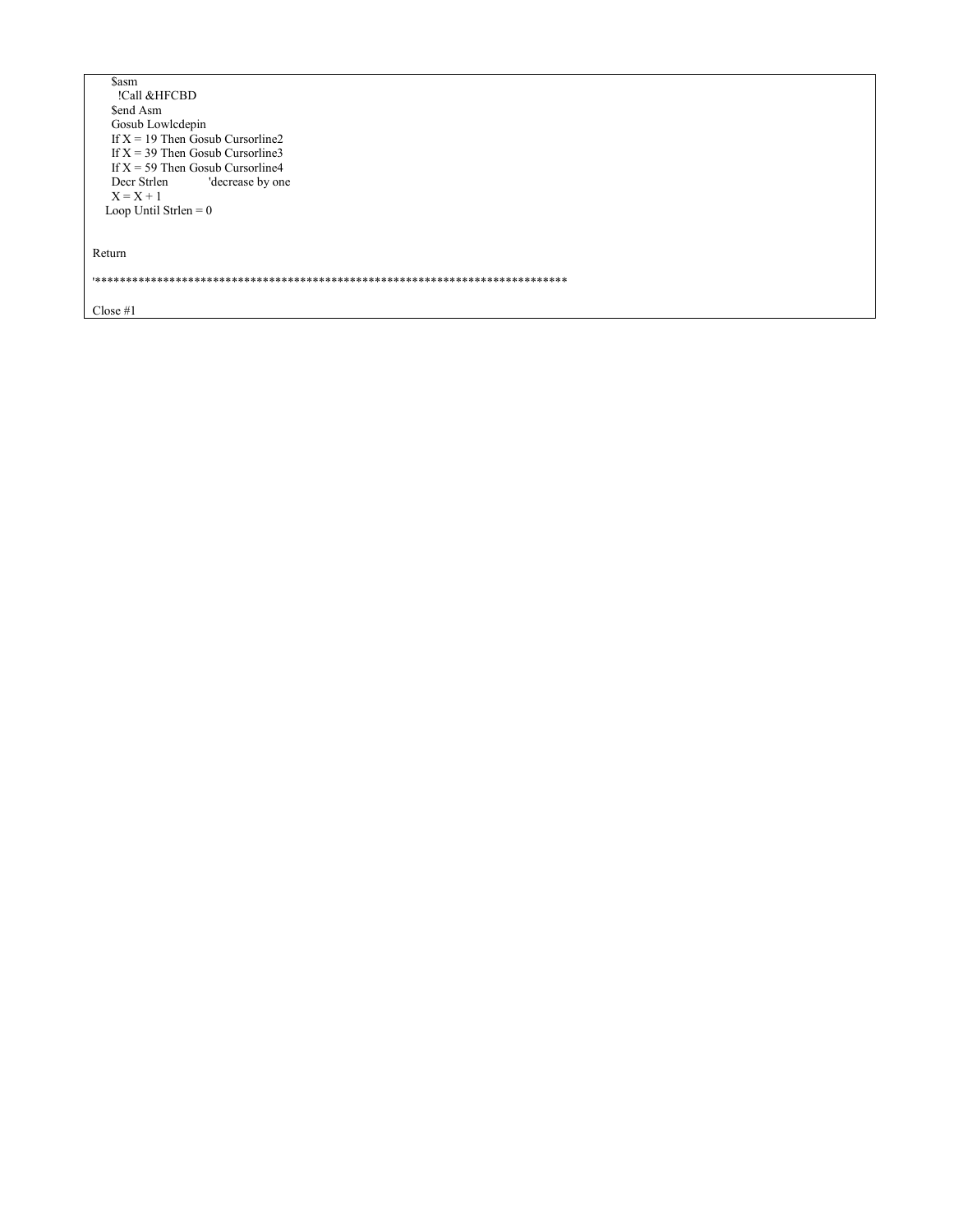```
    $asm
      !Call &HFCBD
    $end Asm
    Gosub Lowlcdepin
    If X = 19 Then Gosub Cursorline2
    If X = 39 Then Gosub Cursorline3
    If X = 59 Then Gosub Cursorline4
    Decr Strlen             'decrease by one
    X = X + 1
  Loop Until Strlen = 0


Return

'*****************************************************************************

Close #1
```